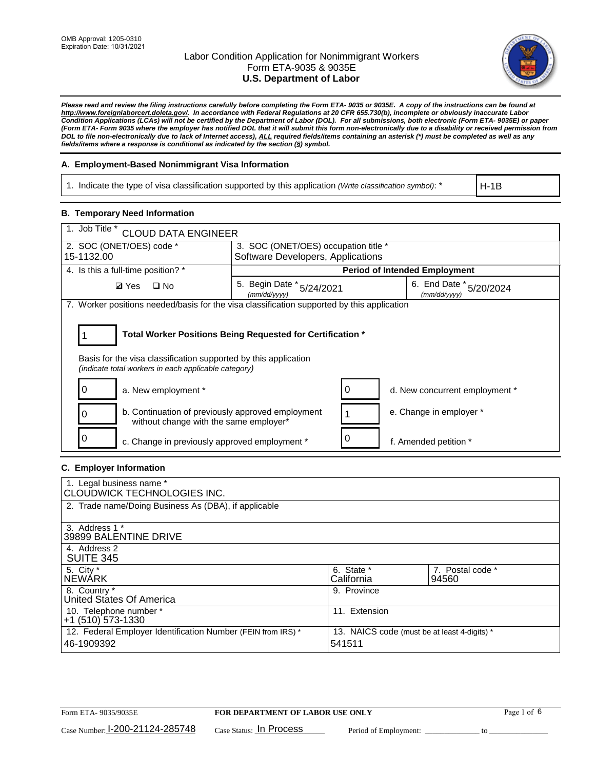OMB Approval: 1205-0310
Expiration Date: 10/31/2021

# Labor Condition Application for Nonimmigrant Workers
## Form ETA-9035 & 9035E
## U.S. Department of Labor

***Please read and review the filing instructions carefully before completing the Form ETA- 9035 or 9035E. A copy of the instructions can be found at http://www.foreignlaborcert.doleta.gov/. In accordance with Federal Regulations at 20 CFR 655.730(b), incomplete or obviously inaccurate Labor Condition Applications (LCAs) will not be certified by the Department of Labor (DOL). For all submissions, both electronic (Form ETA- 9035E) or paper (Form ETA- Form 9035 where the employer has notified DOL that it will submit this form non-electronically due to a disability or received permission from DOL to file non-electronically due to lack of Internet access), ALL required fields/items containing an asterisk (*) must be completed as well as any fields/items where a response is conditional as indicated by the section (§) symbol.***

### A. Employment-Based Nonimmigrant Visa Information

| 1. Indicate the type of visa classification supported by this application *(Write classification symbol)*: * | H-1B |
|---|---|

### B. Temporary Need Information

| 1. Job Title * CLOUD DATA ENGINEER | | |
|---|---|---|
| 2. SOC (ONET/OES) code * 15-1132.00 | 3. SOC (ONET/OES) occupation title * Software Developers, Applications | |
| 4. Is this a full-time position? * | **Period of Intended Employment** | |
| ☑ Yes ☐ No | 5. Begin Date * (mm/dd/yyyy) 5/24/2021 | 6. End Date * (mm/dd/yyyy) 5/20/2024 |

7. Worker positions needed/basis for the visa classification supported by this application

| 1 | **Total Worker Positions Being Requested for Certification *** |
|---|---|

Basis for the visa classification supported by this application
*(indicate total workers in each applicable category)*

| | | | |
|---|---|---|---|
| 0 | a. New employment * | 0 | d. New concurrent employment * |
| 0 | b. Continuation of previously approved employment without change with the same employer* | 1 | e. Change in employer * |
| 0 | c. Change in previously approved employment * | 0 | f. Amended petition * |

### C. Employer Information

| | | |
|---|---|---|
| 1. Legal business name * CLOUDWICK TECHNOLOGIES INC. | | |
| 2. Trade name/Doing Business As (DBA), if applicable | | |
| 3. Address 1 * 39899 BALENTINE DRIVE | | |
| 4. Address 2 SUITE 345 | | |
| 5. City * NEWARK | 6. State * California | 7. Postal code * 94560 |
| 8. Country * United States Of America | 9. Province | |
| 10. Telephone number * +1 (510) 573-1330 | 11. Extension | |
| 12. Federal Employer Identification Number (FEIN from IRS) * 46-1909392 | 13. NAICS code (must be at least 4-digits) * 541511 | |

Form ETA- 9035/9035E | **FOR DEPARTMENT OF LABOR USE ONLY**

Case Number: I-200-21124-285748 Case Status: In Process Period of Employment: _____________ to _____________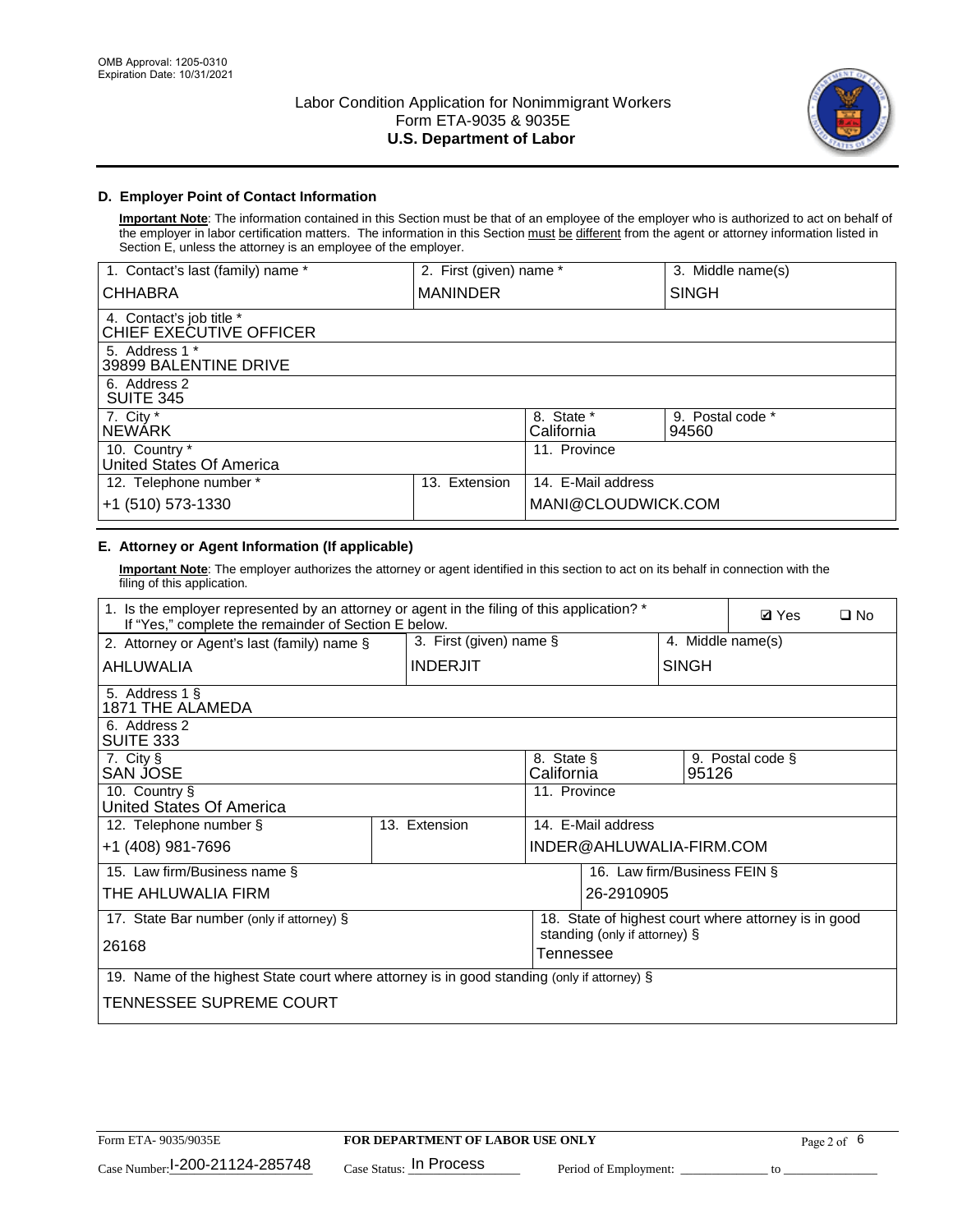OMB Approval: 1205-0310
Expiration Date: 10/31/2021

# Labor Condition Application for Nonimmigrant Workers
Form ETA-9035 & 9035E
**U.S. Department of Labor**

## D. Employer Point of Contact Information

**Important Note**: The information contained in this Section must be that of an employee of the employer who is authorized to act on behalf of the employer in labor certification matters. The information in this Section must be different from the agent or attorney information listed in Section E, unless the attorney is an employee of the employer.

| 1. Contact's last (family) name * | 2. First (given) name * | 3. Middle name(s) |
|---|---|---|
| CHHABRA | MANINDER | SINGH |
| 4. Contact's job title * CHIEF EXECUTIVE OFFICER | | |
| 5. Address 1 * 39899 BALENTINE DRIVE | | |
| 6. Address 2 SUITE 345 | | |
| 7. City * NEWARK | 8. State * California | 9. Postal code * 94560 |
| 10. Country * United States Of America | 11. Province | |
| 12. Telephone number * +1 (510) 573-1330 | 13. Extension | 14. E-Mail address MANI@CLOUDWICK.COM |

## E. Attorney or Agent Information (If applicable)

**Important Note**: The employer authorizes the attorney or agent identified in this section to act on its behalf in connection with the filing of this application.

| 1. Is the employer represented by an attorney or agent in the filing of this application? * If "Yes," complete the remainder of Section E below. | | ☑ Yes ☐ No |
|---|---|---|
| 2. Attorney or Agent's last (family) name § AHLUWALIA | 3. First (given) name § INDERJIT | 4. Middle name(s) SINGH |
| 5. Address 1 § 1871 THE ALAMEDA | | |
| 6. Address 2 SUITE 333 | | |
| 7. City § SAN JOSE | 8. State § California | 9. Postal code § 95126 |
| 10. Country § United States Of America | 11. Province | |
| 12. Telephone number § +1 (408) 981-7696 | 13. Extension | 14. E-Mail address INDER@AHLUWALIA-FIRM.COM |
| 15. Law firm/Business name § THE AHLUWALIA FIRM | | 16. Law firm/Business FEIN § 26-2910905 |
| 17. State Bar number (only if attorney) § 26168 | | 18. State of highest court where attorney is in good standing (only if attorney) § Tennessee |
| 19. Name of the highest State court where attorney is in good standing (only if attorney) § TENNESSEE SUPREME COURT | | |

Form ETA- 9035/9035E | **FOR DEPARTMENT OF LABOR USE ONLY**

Case Number: I-200-21124-285748 Case Status: In Process Period of Employment: _____________ to _____________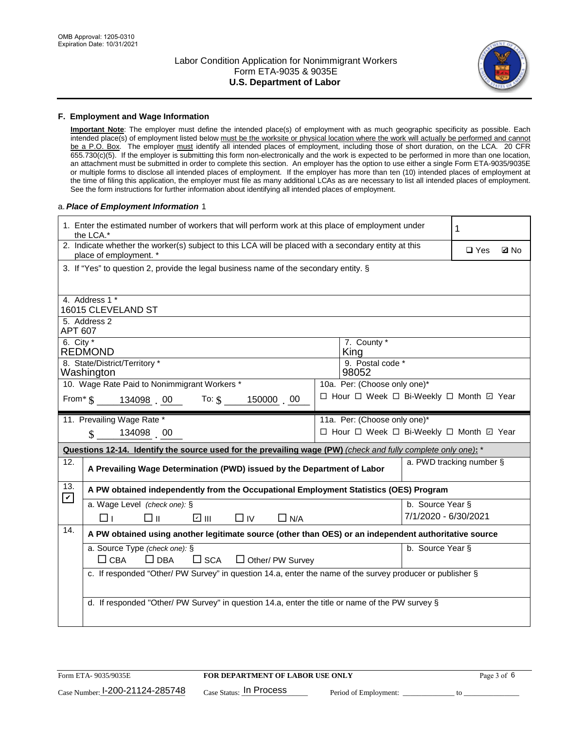## F. Employment and Wage Information

**Important Note**: The employer must define the intended place(s) of employment with as much geographic specificity as possible. Each intended place(s) of employment listed below must be the worksite or physical location where the work will actually be performed and cannot be a P.O. Box. The employer must identify all intended places of employment, including those of short duration, on the LCA. 20 CFR 655.730(c)(5). If the employer is submitting this form non-electronically and the work is expected to be performed in more than one location, an attachment must be submitted in order to complete this section. An employer has the option to use either a single Form ETA-9035/9035E or multiple forms to disclose all intended places of employment. If the employer has more than ten (10) intended places of employment at the time of filing this application, the employer must file as many additional LCAs as are necessary to list all intended places of employment. See the form instructions for further information about identifying all intended places of employment.

a. ***Place of Employment Information*** 1

| | |
|---|---|
| 1. Enter the estimated number of workers that will perform work at this place of employment under the LCA.* | 1 |
| 2. Indicate whether the worker(s) subject to this LCA will be placed with a secondary entity at this place of employment. * | ☐ Yes ☑ No |
| 3. If "Yes" to question 2, provide the legal business name of the secondary entity. § | |
| 4. Address 1 * 16015 CLEVELAND ST | |
| 5. Address 2 APT 607 | |
| 6. City * REDMOND | 7. County * King |
| 8. State/District/Territory * Washington | 9. Postal code * 98052 |
| 10. Wage Rate Paid to Nonimmigrant Workers * From* $ 134098 . 00 To: $ 150000 . 00 | 10a. Per: (Choose only one)* ☐ Hour ☐ Week ☐ Bi-Weekly ☐ Month ☑ Year |
| 11. Prevailing Wage Rate * $ 134098 . 00 | 11a. Per: (Choose only one)* ☐ Hour ☐ Week ☐ Bi-Weekly ☐ Month ☑ Year |

**Questions 12-14. Identify the source used for the prevailing wage (PW)** *(check and fully complete only one)***:** *

| | | |
|---|---|---|
| 12. ☐ | **A Prevailing Wage Determination (PWD) issued by the Department of Labor** | a. PWD tracking number § |
| 13. ☑ | **A PW obtained independently from the Occupational Employment Statistics (OES) Program** | |
| | a. Wage Level *(check one):* § ☐ I ☐ II ☑ III ☐ IV ☐ N/A | b. Source Year § 7/1/2020 - 6/30/2021 |
| 14. ☐ | **A PW obtained using another legitimate source (other than OES) or an independent authoritative source** | |
| | a. Source Type *(check one):* § ☐ CBA ☐ DBA ☐ SCA ☐ Other/ PW Survey | b. Source Year § |
| | c. If responded "Other/ PW Survey" in question 14.a, enter the name of the survey producer or publisher § | |
| | d. If responded "Other/ PW Survey" in question 14.a, enter the title or name of the PW survey § | |

Form ETA- 9035/9035E | **FOR DEPARTMENT OF LABOR USE ONLY**

Case Number: I-200-21124-285748 Case Status: In Process Period of Employment: ______________ to ______________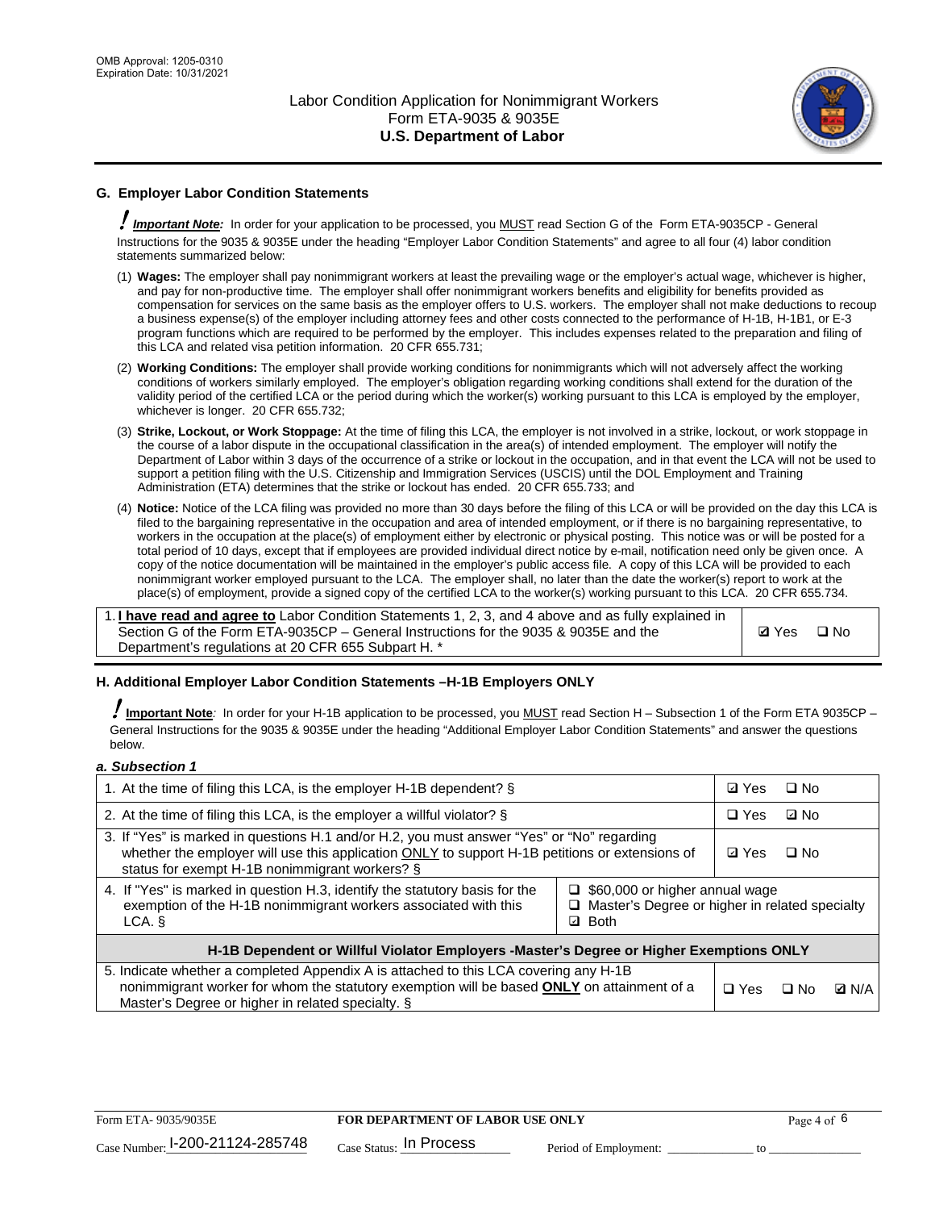## G. Employer Labor Condition Statements

**! Important Note:** In order for your application to be processed, you MUST read Section G of the Form ETA-9035CP - General Instructions for the 9035 & 9035E under the heading "Employer Labor Condition Statements" and agree to all four (4) labor condition statements summarized below:

(1) **Wages:** The employer shall pay nonimmigrant workers at least the prevailing wage or the employer's actual wage, whichever is higher, and pay for non-productive time. The employer shall offer nonimmigrant workers benefits and eligibility for benefits provided as compensation for services on the same basis as the employer offers to U.S. workers. The employer shall not make deductions to recoup a business expense(s) of the employer including attorney fees and other costs connected to the performance of H-1B, H-1B1, or E-3 program functions which are required to be performed by the employer. This includes expenses related to the preparation and filing of this LCA and related visa petition information. 20 CFR 655.731;

(2) **Working Conditions:** The employer shall provide working conditions for nonimmigrants which will not adversely affect the working conditions of workers similarly employed. The employer's obligation regarding working conditions shall extend for the duration of the validity period of the certified LCA or the period during which the worker(s) working pursuant to this LCA is employed by the employer, whichever is longer. 20 CFR 655.732;

(3) **Strike, Lockout, or Work Stoppage:** At the time of filing this LCA, the employer is not involved in a strike, lockout, or work stoppage in the course of a labor dispute in the occupational classification in the area(s) of intended employment. The employer will notify the Department of Labor within 3 days of the occurrence of a strike or lockout in the occupation, and in that event the LCA will not be used to support a petition filing with the U.S. Citizenship and Immigration Services (USCIS) until the DOL Employment and Training Administration (ETA) determines that the strike or lockout has ended. 20 CFR 655.733; and

(4) **Notice:** Notice of the LCA filing was provided no more than 30 days before the filing of this LCA or will be provided on the day this LCA is filed to the bargaining representative in the occupation and area of intended employment, or if there is no bargaining representative, to workers in the occupation at the place(s) of employment either by electronic or physical posting. This notice was or will be posted for a total period of 10 days, except that if employees are provided individual direct notice by e-mail, notification need only be given once. A copy of the notice documentation will be maintained in the employer's public access file. A copy of this LCA will be provided to each nonimmigrant worker employed pursuant to the LCA. The employer shall, no later than the date the worker(s) report to work at the place(s) of employment, provide a signed copy of the certified LCA to the worker(s) working pursuant to this LCA. 20 CFR 655.734.

| | |
|---|---|
| 1. **I have read and agree to** Labor Condition Statements 1, 2, 3, and 4 above and as fully explained in Section G of the Form ETA-9035CP – General Instructions for the 9035 & 9035E and the Department's regulations at 20 CFR 655 Subpart H. * | ☑ Yes ☐ No |

## H. Additional Employer Labor Condition Statements –H-1B Employers ONLY

**! Important Note:** In order for your H-1B application to be processed, you MUST read Section H – Subsection 1 of the Form ETA 9035CP – General Instructions for the 9035 & 9035E under the heading "Additional Employer Labor Condition Statements" and answer the questions below.

*a. Subsection 1*

| | | |
|---|---|---|
| 1. At the time of filing this LCA, is the employer H-1B dependent? § | | ☑ Yes ☐ No |
| 2. At the time of filing this LCA, is the employer a willful violator? § | | ☐ Yes ☑ No |
| 3. If "Yes" is marked in questions H.1 and/or H.2, you must answer "Yes" or "No" regarding whether the employer will use this application ONLY to support H-1B petitions or extensions of status for exempt H-1B nonimmigrant workers? § | | ☑ Yes ☐ No |
| 4. If "Yes" is marked in question H.3, identify the statutory basis for the exemption of the H-1B nonimmigrant workers associated with this LCA. § | ☐ $60,000 or higher annual wage<br>☐ Master's Degree or higher in related specialty<br>☑ Both | |
| **H-1B Dependent or Willful Violator Employers -Master's Degree or Higher Exemptions ONLY** | | |
| 5. Indicate whether a completed Appendix A is attached to this LCA covering any H-1B nonimmigrant worker for whom the statutory exemption will be based **ONLY** on attainment of a Master's Degree or higher in related specialty. § | | ☐ Yes ☐ No ☑ N/A |

Form ETA- 9035/9035E | **FOR DEPARTMENT OF LABOR USE ONLY**

Case Number: I-200-21124-285748 Case Status: In Process Period of Employment: _____________ to _____________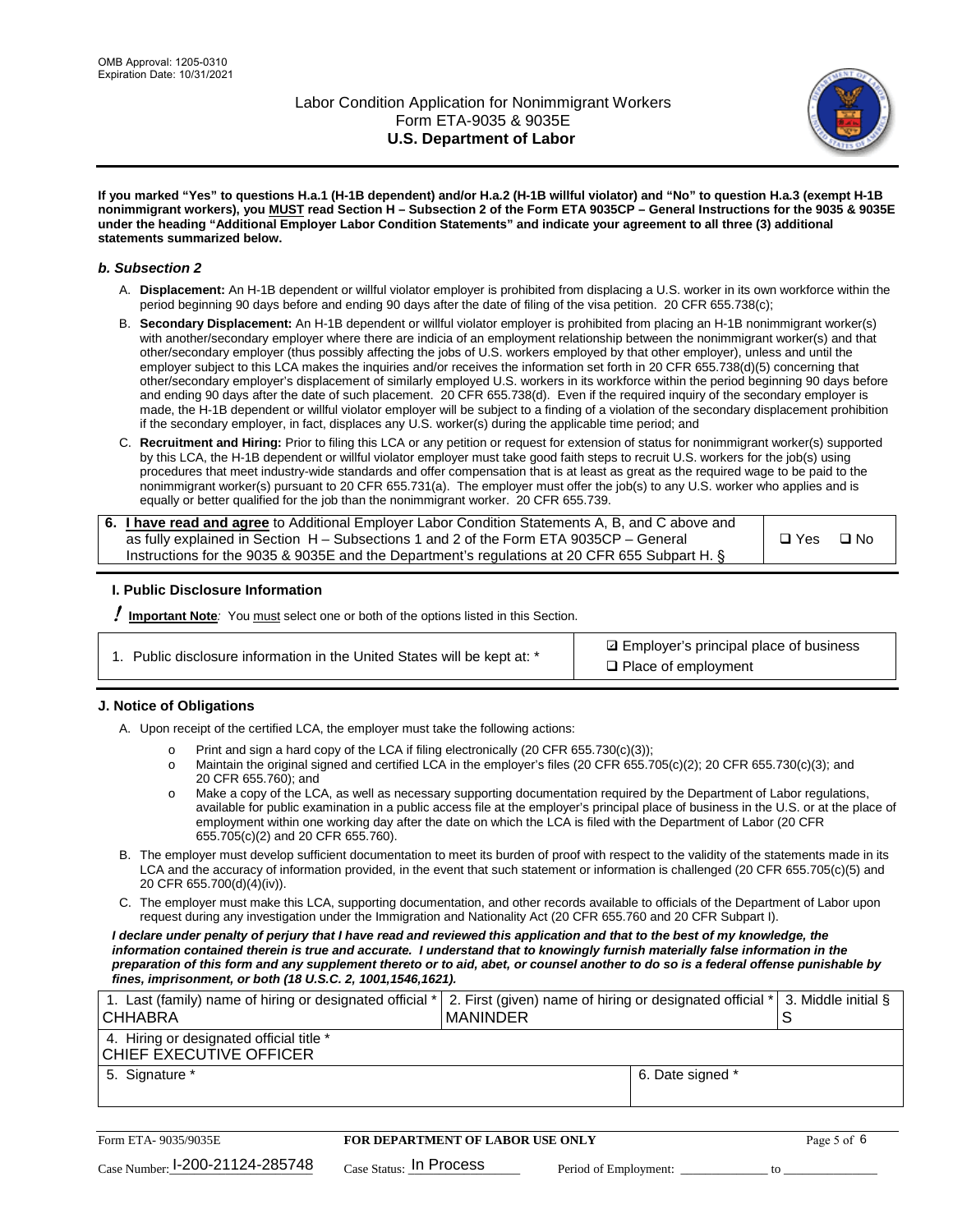**If you marked "Yes" to questions H.a.1 (H-1B dependent) and/or H.a.2 (H-1B willful violator) and "No" to question H.a.3 (exempt H-1B nonimmigrant workers), you MUST read Section H – Subsection 2 of the Form ETA 9035CP – General Instructions for the 9035 & 9035E under the heading "Additional Employer Labor Condition Statements" and indicate your agreement to all three (3) additional statements summarized below.**

### *b. Subsection 2*

A. **Displacement:** An H-1B dependent or willful violator employer is prohibited from displacing a U.S. worker in its own workforce within the period beginning 90 days before and ending 90 days after the date of filing of the visa petition. 20 CFR 655.738(c);

B. **Secondary Displacement:** An H-1B dependent or willful violator employer is prohibited from placing an H-1B nonimmigrant worker(s) with another/secondary employer where there are indicia of an employment relationship between the nonimmigrant worker(s) and that other/secondary employer (thus possibly affecting the jobs of U.S. workers employed by that other employer), unless and until the employer subject to this LCA makes the inquiries and/or receives the information set forth in 20 CFR 655.738(d)(5) concerning that other/secondary employer's displacement of similarly employed U.S. workers in its workforce within the period beginning 90 days before and ending 90 days after the date of such placement. 20 CFR 655.738(d). Even if the required inquiry of the secondary employer is made, the H-1B dependent or willful violator employer will be subject to a finding of a violation of the secondary displacement prohibition if the secondary employer, in fact, displaces any U.S. worker(s) during the applicable time period; and

C. **Recruitment and Hiring:** Prior to filing this LCA or any petition or request for extension of status for nonimmigrant worker(s) supported by this LCA, the H-1B dependent or willful violator employer must take good faith steps to recruit U.S. workers for the job(s) using procedures that meet industry-wide standards and offer compensation that is at least as great as the required wage to be paid to the nonimmigrant worker(s) pursuant to 20 CFR 655.731(a). The employer must offer the job(s) to any U.S. worker who applies and is equally or better qualified for the job than the nonimmigrant worker. 20 CFR 655.739.

| 6. **I have read and agree** to Additional Employer Labor Condition Statements A, B, and C above and as fully explained in Section H – Subsections 1 and 2 of the Form ETA 9035CP – General Instructions for the 9035 & 9035E and the Department's regulations at 20 CFR 655 Subpart H. § | ❑ Yes ❑ No |
|---|---|

## I. Public Disclosure Information

**! Important Note***:* You must select one or both of the options listed in this Section.

| 1. Public disclosure information in the United States will be kept at: * | ☑ Employer's principal place of business<br>❑ Place of employment |
|---|---|

## J. Notice of Obligations

A. Upon receipt of the certified LCA, the employer must take the following actions:

- o Print and sign a hard copy of the LCA if filing electronically (20 CFR 655.730(c)(3));
- o Maintain the original signed and certified LCA in the employer's files (20 CFR 655.705(c)(2); 20 CFR 655.730(c)(3); and 20 CFR 655.760); and
- o Make a copy of the LCA, as well as necessary supporting documentation required by the Department of Labor regulations, available for public examination in a public access file at the employer's principal place of business in the U.S. or at the place of employment within one working day after the date on which the LCA is filed with the Department of Labor (20 CFR 655.705(c)(2) and 20 CFR 655.760).

B. The employer must develop sufficient documentation to meet its burden of proof with respect to the validity of the statements made in its LCA and the accuracy of information provided, in the event that such statement or information is challenged (20 CFR 655.705(c)(5) and 20 CFR 655.700(d)(4)(iv)).

C. The employer must make this LCA, supporting documentation, and other records available to officials of the Department of Labor upon request during any investigation under the Immigration and Nationality Act (20 CFR 655.760 and 20 CFR Subpart I).

***I declare under penalty of perjury that I have read and reviewed this application and that to the best of my knowledge, the information contained therein is true and accurate. I understand that to knowingly furnish materially false information in the preparation of this form and any supplement thereto or to aid, abet, or counsel another to do so is a federal offense punishable by fines, imprisonment, or both (18 U.S.C. 2, 1001,1546,1621).***

| 1. Last (family) name of hiring or designated official * CHHABRA | 2. First (given) name of hiring or designated official * MANINDER | 3. Middle initial § S |
|---|---|---|
| 4. Hiring or designated official title * CHIEF EXECUTIVE OFFICER | | |
| 5. Signature * | 6. Date signed * | |

Form ETA- 9035/9035E | **FOR DEPARTMENT OF LABOR USE ONLY**

Case Number: I-200-21124-285748 Case Status: In Process Period of Employment: _____________ to _____________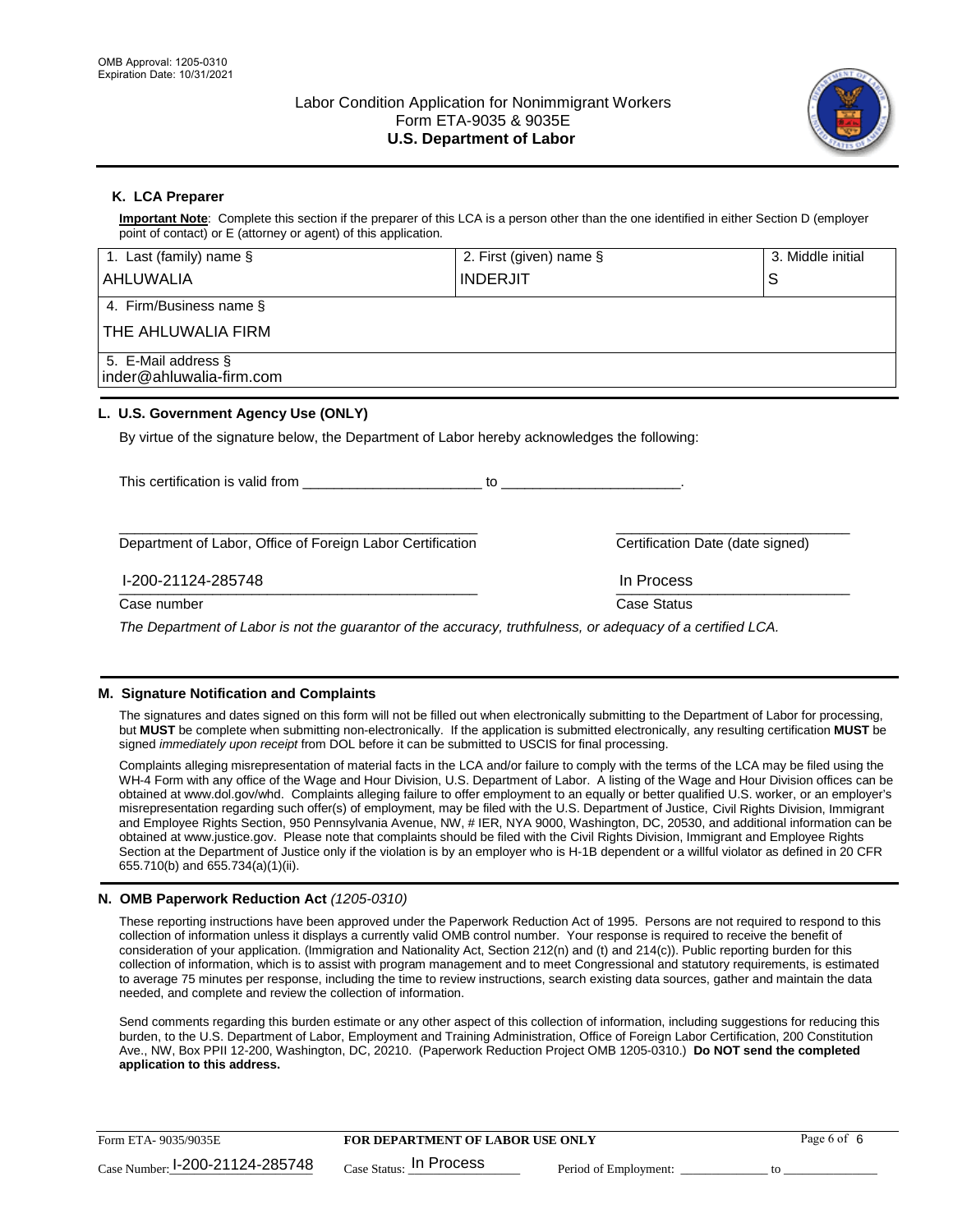## K. LCA Preparer

**Important Note**: Complete this section if the preparer of this LCA is a person other than the one identified in either Section D (employer point of contact) or E (attorney or agent) of this application.

| 1. Last (family) name § | 2. First (given) name § | 3. Middle initial |
|---|---|---|
| AHLUWALIA | INDERJIT | S |
| 4. Firm/Business name § | | |
| THE AHLUWALIA FIRM | | |
| 5. E-Mail address § | | |
| inder@ahluwalia-firm.com | | |

## L. U.S. Government Agency Use (ONLY)

By virtue of the signature below, the Department of Labor hereby acknowledges the following:

This certification is valid from ______________________ to ______________________.

_____________________________________________ &nbsp;&nbsp;&nbsp;&nbsp; ______________________________

Department of Labor, Office of Foreign Labor Certification &nbsp;&nbsp;&nbsp;&nbsp; Certification Date (date signed)

I-200-21124-285748 &nbsp;&nbsp;&nbsp;&nbsp; In Process

Case number &nbsp;&nbsp;&nbsp;&nbsp; Case Status

*The Department of Labor is not the guarantor of the accuracy, truthfulness, or adequacy of a certified LCA.*

## M. Signature Notification and Complaints

The signatures and dates signed on this form will not be filled out when electronically submitting to the Department of Labor for processing, but **MUST** be complete when submitting non-electronically. If the application is submitted electronically, any resulting certification **MUST** be signed *immediately upon receipt* from DOL before it can be submitted to USCIS for final processing.

Complaints alleging misrepresentation of material facts in the LCA and/or failure to comply with the terms of the LCA may be filed using the WH-4 Form with any office of the Wage and Hour Division, U.S. Department of Labor. A listing of the Wage and Hour Division offices can be obtained at www.dol.gov/whd. Complaints alleging failure to offer employment to an equally or better qualified U.S. worker, or an employer's misrepresentation regarding such offer(s) of employment, may be filed with the U.S. Department of Justice, Civil Rights Division, Immigrant and Employee Rights Section, 950 Pennsylvania Avenue, NW, # IER, NYA 9000, Washington, DC, 20530, and additional information can be obtained at www.justice.gov. Please note that complaints should be filed with the Civil Rights Division, Immigrant and Employee Rights Section at the Department of Justice only if the violation is by an employer who is H-1B dependent or a willful violator as defined in 20 CFR 655.710(b) and 655.734(a)(1)(ii).

## N. OMB Paperwork Reduction Act *(1205-0310)*

These reporting instructions have been approved under the Paperwork Reduction Act of 1995. Persons are not required to respond to this collection of information unless it displays a currently valid OMB control number. Your response is required to receive the benefit of consideration of your application. (Immigration and Nationality Act, Section 212(n) and (t) and 214(c)). Public reporting burden for this collection of information, which is to assist with program management and to meet Congressional and statutory requirements, is estimated to average 75 minutes per response, including the time to review instructions, search existing data sources, gather and maintain the data needed, and complete and review the collection of information.

Send comments regarding this burden estimate or any other aspect of this collection of information, including suggestions for reducing this burden, to the U.S. Department of Labor, Employment and Training Administration, Office of Foreign Labor Certification, 200 Constitution Ave., NW, Box PPII 12-200, Washington, DC, 20210. (Paperwork Reduction Project OMB 1205-0310.) **Do NOT send the completed application to this address.**